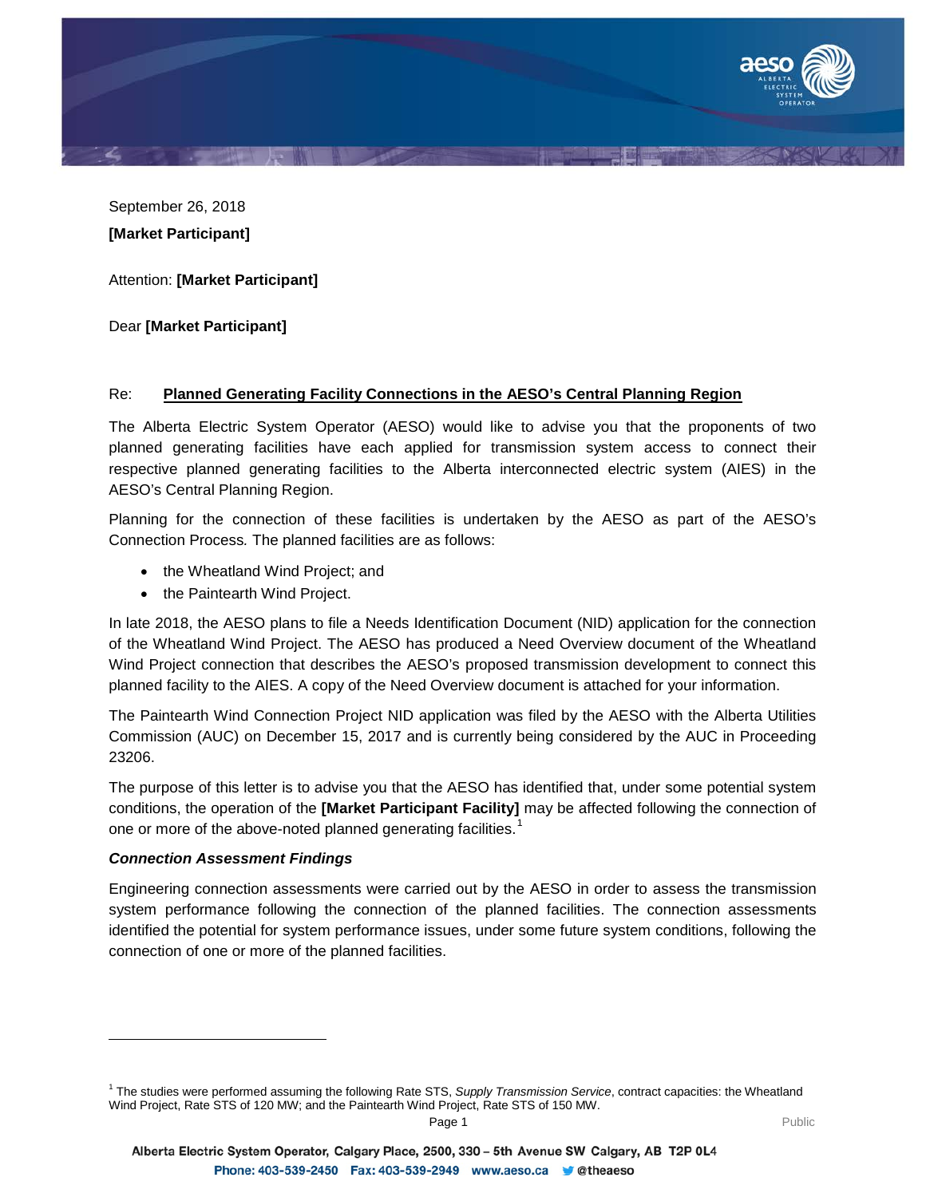September 26, 2018

**[Market Participant]**

Attention: **[Market Participant]**

Dear **[Market Participant]**

Re: **Planned Generating Facility Connections in the AESO's Central Planning Region**

The Alberta Electric System Operator (AESO) would like to advise you that the proponents of two planned generating facilities have each applied for transmission system access to connect their respective planned generating facilities to the Alberta interconnected electric system (AIES) in the AESO's Central Planning Region.

Planning for the connection of these facilities is undertaken by the AESO as part of the AESO's Connection Process*.* The planned facilities are as follows:

- the Wheatland Wind Project; and
- the Paintearth Wind Project.

In late 2018, the AESO plans to file a Needs Identification Document (NID) application for the connection of the Wheatland Wind Project. The AESO has produced a Need Overview document of the Wheatland Wind Project connection that describes the AESO's proposed transmission development to connect this planned facility to the AIES. A copy of the Need Overview document is attached for your information.

The Paintearth Wind Connection Project NID application was filed by the AESO with the Alberta Utilities Commission (AUC) on December 15, 2017 and is currently being considered by the AUC in Proceeding 23206.

The purpose of this letter is to advise you that the AESO has identified that, under some potential system conditions, the operation of the **[Market Participant Facility]** may be affected following the connection of one or more of the above-noted planned generating facilities.[1]

***Connection Assessment Findings***

Engineering connection assessments were carried out by the AESO in order to assess the transmission system performance following the connection of the planned facilities. The connection assessments identified the potential for system performance issues, under some future system conditions, following the connection of one or more of the planned facilities.

[1] The studies were performed assuming the following Rate STS, *Supply Transmission Service*, contract capacities: the Wheatland Wind Project, Rate STS of 120 MW; and the Paintearth Wind Project, Rate STS of 150 MW.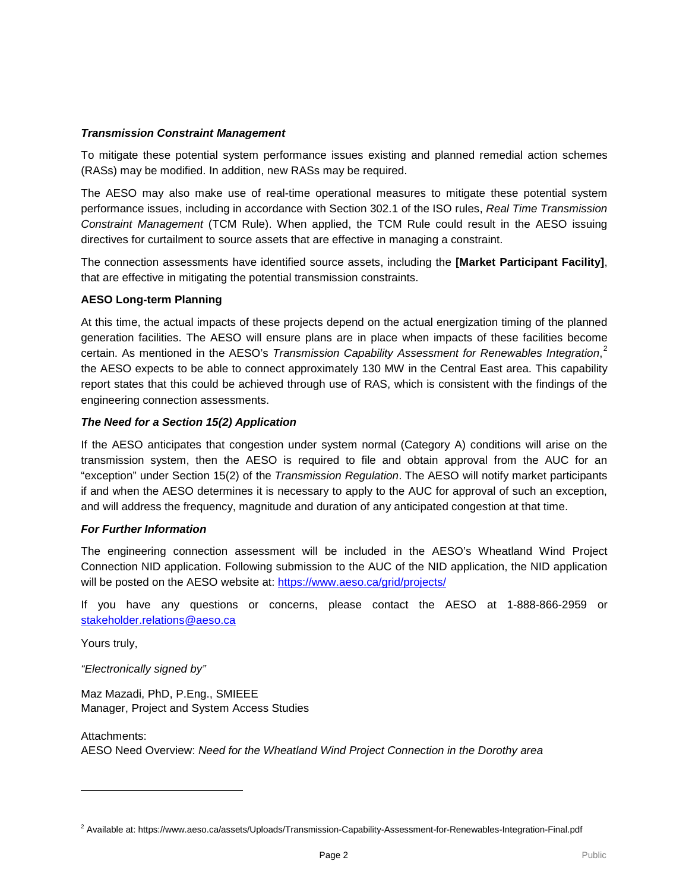### *Transmission Constraint Management*

To mitigate these potential system performance issues existing and planned remedial action schemes (RASs) may be modified. In addition, new RASs may be required.

The AESO may also make use of real-time operational measures to mitigate these potential system performance issues, including in accordance with Section 302.1 of the ISO rules, *Real Time Transmission Constraint Management* (TCM Rule). When applied, the TCM Rule could result in the AESO issuing directives for curtailment to source assets that are effective in managing a constraint.

The connection assessments have identified source assets, including the **[Market Participant Facility]**, that are effective in mitigating the potential transmission constraints.

### AESO Long-term Planning

At this time, the actual impacts of these projects depend on the actual energization timing of the planned generation facilities. The AESO will ensure plans are in place when impacts of these facilities become certain. As mentioned in the AESO's *Transmission Capability Assessment for Renewables Integration*,[2] the AESO expects to be able to connect approximately 130 MW in the Central East area. This capability report states that this could be achieved through use of RAS, which is consistent with the findings of the engineering connection assessments.

### *The Need for a Section 15(2) Application*

If the AESO anticipates that congestion under system normal (Category A) conditions will arise on the transmission system, then the AESO is required to file and obtain approval from the AUC for an "exception" under Section 15(2) of the *Transmission Regulation*. The AESO will notify market participants if and when the AESO determines it is necessary to apply to the AUC for approval of such an exception, and will address the frequency, magnitude and duration of any anticipated congestion at that time.

### *For Further Information*

The engineering connection assessment will be included in the AESO's Wheatland Wind Project Connection NID application. Following submission to the AUC of the NID application, the NID application will be posted on the AESO website at: https://www.aeso.ca/grid/projects/

If you have any questions or concerns, please contact the AESO at 1-888-866-2959 or stakeholder.relations@aeso.ca

Yours truly,

*"Electronically signed by"*

Maz Mazadi, PhD, P.Eng., SMIEEE
Manager, Project and System Access Studies

Attachments:
AESO Need Overview: *Need for the Wheatland Wind Project Connection in the Dorothy area*

---

[2] Available at: https://www.aeso.ca/assets/Uploads/Transmission-Capability-Assessment-for-Renewables-Integration-Final.pdf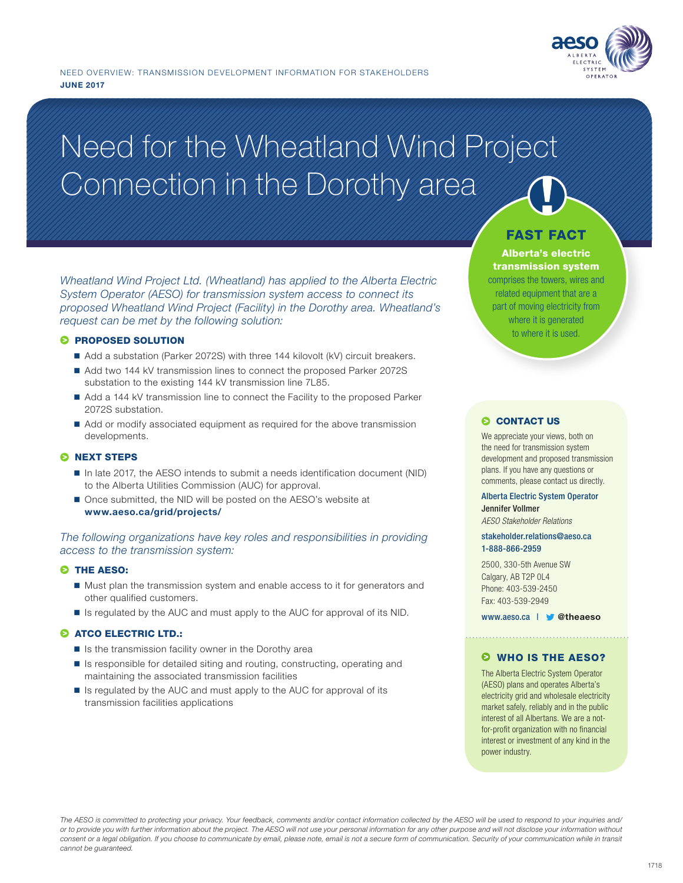NEED OVERVIEW: TRANSMISSION DEVELOPMENT INFORMATION FOR STAKEHOLDERS
**JUNE 2017**

# Need for the Wheatland Wind Project Connection in the Dorothy area

*Wheatland Wind Project Ltd. (Wheatland) has applied to the Alberta Electric System Operator (AESO) for transmission system access to connect its proposed Wheatland Wind Project (Facility) in the Dorothy area. Wheatland's request can be met by the following solution:*

### PROPOSED SOLUTION

- Add a substation (Parker 2072S) with three 144 kilovolt (kV) circuit breakers.
- Add two 144 kV transmission lines to connect the proposed Parker 2072S substation to the existing 144 kV transmission line 7L85.
- Add a 144 kV transmission line to connect the Facility to the proposed Parker 2072S substation.
- Add or modify associated equipment as required for the above transmission developments.

### NEXT STEPS

- In late 2017, the AESO intends to submit a needs identification document (NID) to the Alberta Utilities Commission (AUC) for approval.
- Once submitted, the NID will be posted on the AESO's website at **www.aeso.ca/grid/projects/**

*The following organizations have key roles and responsibilities in providing access to the transmission system:*

### THE AESO:

- Must plan the transmission system and enable access to it for generators and other qualified customers.
- Is regulated by the AUC and must apply to the AUC for approval of its NID.

### ATCO ELECTRIC LTD.:

- Is the transmission facility owner in the Dorothy area
- Is responsible for detailed siting and routing, constructing, operating and maintaining the associated transmission facilities
- Is regulated by the AUC and must apply to the AUC for approval of its transmission facilities applications

### FAST FACT

**Alberta's electric transmission system** comprises the towers, wires and related equipment that are a part of moving electricity from where it is generated to where it is used.

### CONTACT US

We appreciate your views, both on the need for transmission system development and proposed transmission plans. If you have any questions or comments, please contact us directly.

Alberta Electric System Operator
**Jennifer Vollmer**
*AESO Stakeholder Relations*

stakeholder.relations@aeso.ca
1-888-866-2959

2500, 330-5th Avenue SW
Calgary, AB T2P 0L4
Phone: 403-539-2450
Fax: 403-539-2949

www.aeso.ca | @theaeso

### WHO IS THE AESO?

The Alberta Electric System Operator (AESO) plans and operates Alberta's electricity grid and wholesale electricity market safely, reliably and in the public interest of all Albertans. We are a not-for-profit organization with no financial interest or investment of any kind in the power industry.

*The AESO is committed to protecting your privacy. Your feedback, comments and/or contact information collected by the AESO will be used to respond to your inquiries and/or to provide you with further information about the project. The AESO will not use your personal information for any other purpose and will not disclose your information without consent or a legal obligation. If you choose to communicate by email, please note, email is not a secure form of communication. Security of your communication while in transit cannot be guaranteed.*

1718